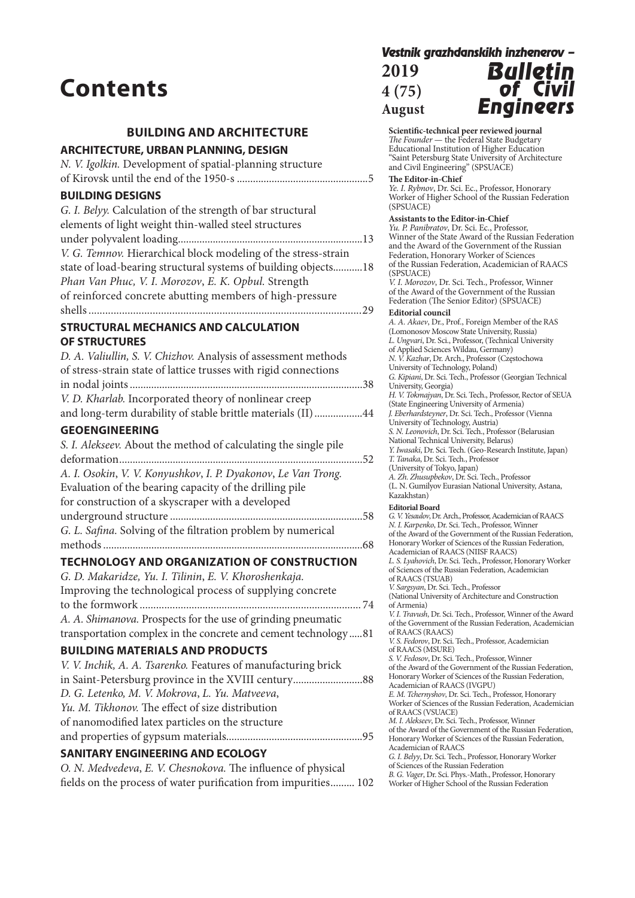# Contents

## BUILDING AND ARCHITECTURE

### ARCHITECTURE, URBAN PLANNING, DESIGN

*N. V. Igolkin.* Development of spatial-planning structure of Kirovsk until the end of the 1950-s ....5

### BUILDING DESIGNS

*G. I. Belyy.* Calculation of the strength of bar structural elements of light weight thin-walled steel structures under polyvalent loading....13

*V. G. Temnov.* Hierarchical block modeling of the stress-strain state of load-bearing structural systems of building objects....18

*Phan Van Phuc, V. I. Morozov, E. K. Opbul.* Strength of reinforced concrete abutting members of high-pressure shells....29

### STRUCTURAL MECHANICS AND CALCULATION OF STRUCTURES

*D. A. Valiullin, S. V. Chizhov.* Analysis of assessment methods of stress-strain state of lattice trusses with rigid connections in nodal joints....38

*V. D. Kharlab.* Incorporated theory of nonlinear creep and long-term durability of stable brittle materials (II)....44

### GEOENGINEERING

*S. I. Alekseev.* About the method of calculating the single pile deformation....52

*A. I. Osokin, V. V. Konyushkov, I. P. Dyakonov, Le Van Trong.* Evaluation of the bearing capacity of the drilling pile for construction of a skyscraper with a developed underground structure....58

*G. L. Safina.* Solving of the filtration problem by numerical methods....68

### TECHNOLOGY AND ORGANIZATION OF CONSTRUCTION

*G. D. Makaridze, Yu. I. Tilinin, E. V. Khoroshenkaja.* Improving the technological process of supplying concrete to the formwork....74

*A. A. Shimanova.* Prospects for the use of grinding pneumatic transportation complex in the concrete and cement technology....81

### BUILDING MATERIALS AND PRODUCTS

*V. V. Inchik, A. A. Tsarenko.* Features of manufacturing brick in Saint-Petersburg province in the XVIII century....88

*D. G. Letenko, M. V. Mokrova, L. Yu. Matveeva, Yu. M. Tikhonov.* The effect of size distribution of nanomodified latex particles on the structure and properties of gypsum materials....95

### SANITARY ENGINEERING AND ECOLOGY

*O. N. Medvedeva, E. V. Chesnokova.* The influence of physical fields on the process of water purification from impurities....102

---

*Vestnik grazhdanskikh inzhenerov –* **Bulletin of Civil Engineers**

**2019**
**4 (75)**
**August**

**Scientific-technical peer reviewed journal**
*The Founder* — the Federal State Budgetary Educational Institution of Higher Education "Saint Petersburg State University of Architecture and Civil Engineering" (SPSUACE)

**The Editor-in-Chief**
*Ye. I. Rybnov*, Dr. Sci. Ec., Professor, Honorary Worker of Higher School of the Russian Federation (SPSUACE)

**Assistants to the Editor-in-Chief**
*Yu. P. Panibratov*, Dr. Sci. Ec., Professor, Winner of the State Award of the Russian Federation and the Award of the Government of the Russian Federation, Honorary Worker of Sciences of the Russian Federation, Academician of RAACS (SPSUACE)
*V. I. Morozov*, Dr. Sci. Tech., Professor, Winner of the Award of the Government of the Russian Federation (The Senior Editor) (SPSUACE)

**Editorial council**
*A. A. Akaev*, Dr., Prof., Foreign Member of the RAS (Lomonosov Moscow State University, Russia)
*L. Ungvari*, Dr. Sci., Professor, (Technical University of Applied Sciences Wildau, Germany)
*N. V. Kazhar*, Dr. Arch., Professor (Częstochowa University of Technology, Poland)
*G. Kipiani*, Dr. Sci. Tech., Professor (Georgian Technical University, Georgia)
*H. V. Tokmajyan*, Dr. Sci. Tech., Professor, Rector of SEUA (State Engineering University of Armenia)
*J. Eberhardsteyner*, Dr. Sci. Tech., Professor (Vienna University of Technology, Austria)
*S. N. Leonovich*, Dr. Sci. Tech., Professor (Belarusian National Technical University, Belarus)
*Y. Iwasaki*, Dr. Sci. Tech. (Geo-Research Institute, Japan)
*T. Tanaka*, Dr. Sci. Tech., Professor (University of Tokyo, Japan)
*A. Zh. Zhusupbekov*, Dr. Sci. Tech., Professor (L. N. Gumilyov Eurasian National University, Astana, Kazakhstan)

**Editorial Board**
*G. V. Yesaulov*, Dr. Arch., Professor, Academician of RAACS
*N. I. Karpenko*, Dr. Sci. Tech., Professor, Winner of the Award of the Government of the Russian Federation, Honorary Worker of Sciences of the Russian Federation, Academician of RAACS (NIISF RAACS)
*L. S. Lyahovich*, Dr. Sci. Tech., Professor, Honorary Worker of Sciences of the Russian Federation, Academician of RAACS (TSUAB)
*V. Sargsyan*, Dr. Sci. Tech., Professor (National University of Architecture and Construction of Armenia)
*V. I. Travush*, Dr. Sci. Tech., Professor, Winner of the Award of the Government of the Russian Federation, Academician of RAACS (RAACS)
*V. S. Fedorov*, Dr. Sci. Tech., Professor, Academician of RAACS (MSURE)
*S. V. Fedosov*, Dr. Sci. Tech., Professor, Winner of the Award of the Government of the Russian Federation, Honorary Worker of Sciences of the Russian Federation, Academician of RAACS (IVGPU)
*E. M. Tchernyshov*, Dr. Sci. Tech., Professor, Honorary Worker of Sciences of the Russian Federation, Academician of RAACS (VSUACE)
*M. I. Alekseev*, Dr. Sci. Tech., Professor, Winner of the Award of the Government of the Russian Federation, Honorary Worker of Sciences of the Russian Federation, Academician of RAACS
*G. I. Belyy*, Dr. Sci. Tech., Professor, Honorary Worker of Sciences of the Russian Federation
*B. G. Vager*, Dr. Sci. Phys.-Math., Professor, Honorary Worker of Higher School of the Russian Federation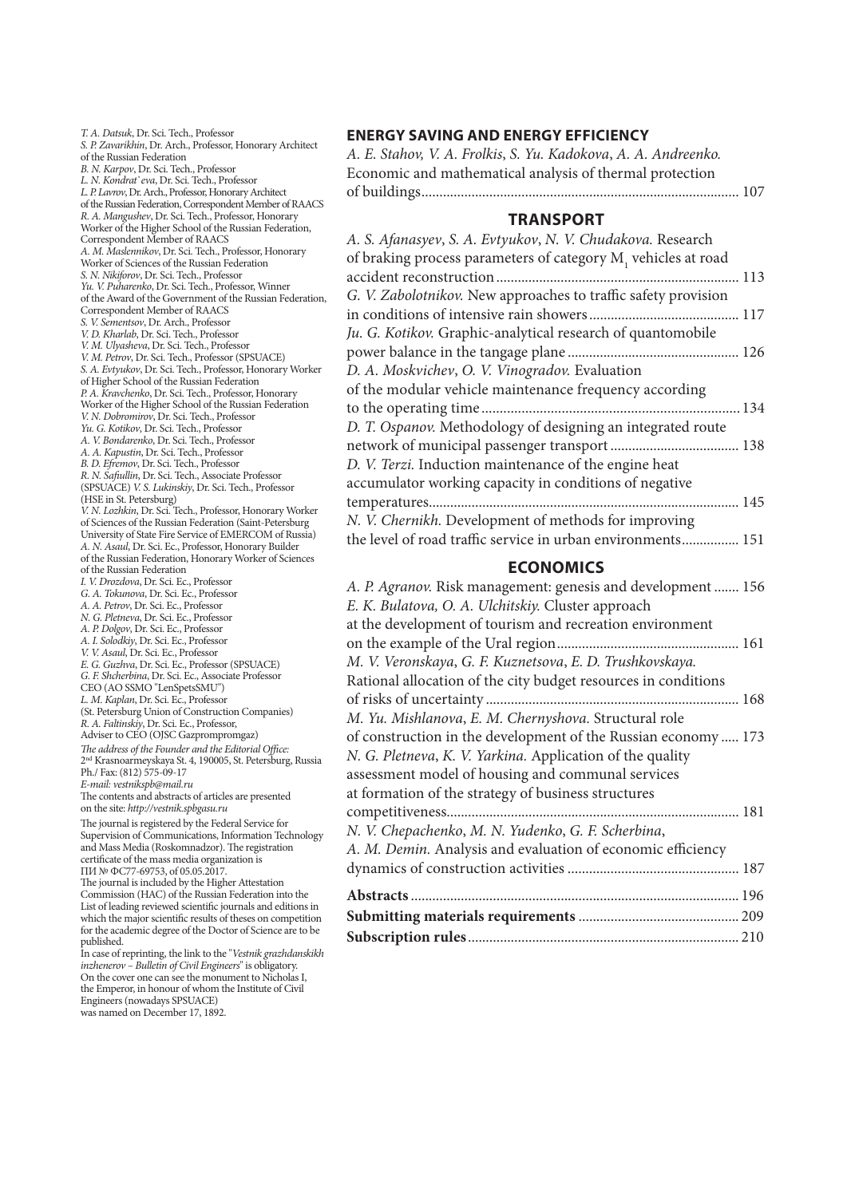*T. A. Datsuk*, Dr. Sci. Tech., Professor
*S. P. Zavarikhin*, Dr. Arch., Professor, Honorary Architect of the Russian Federation
*B. N. Karpov*, Dr. Sci. Tech., Professor
*L. N. Kondrat' eva*, Dr. Sci. Tech., Professor
*L. P. Lavrov*, Dr. Arch., Professor, Honorary Architect of the Russian Federation, Correspondent Member of RAACS
*R. A. Mangushev*, Dr. Sci. Tech., Professor, Honorary Worker of the Higher School of the Russian Federation, Correspondent Member of RAACS
*A. M. Maslennikov*, Dr. Sci. Tech., Professor, Honorary Worker of Sciences of the Russian Federation
*S. N. Nikiforov*, Dr. Sci. Tech., Professor
*Yu. V. Puharenko*, Dr. Sci. Tech., Professor, Winner of the Award of the Government of the Russian Federation, Correspondent Member of RAACS
*S. V. Sementsov*, Dr. Arch., Professor
*V. D. Kharlab*, Dr. Sci. Tech., Professor
*V. M. Ulyasheva*, Dr. Sci. Tech., Professor
*V. M. Petrov*, Dr. Sci. Tech., Professor (SPSUACE)
*S. A. Evtyukov*, Dr. Sci. Tech., Professor, Honorary Worker of Higher School of the Russian Federation
*P. A. Kravchenko*, Dr. Sci. Tech., Professor, Honorary Worker of the Higher School of the Russian Federation
*V. N. Dobromirov*, Dr. Sci. Tech., Professor
*Yu. G. Kotikov*, Dr. Sci. Tech., Professor
*A. V. Bondarenko*, Dr. Sci. Tech., Professor
*A. A. Kapustin*, Dr. Sci. Tech., Professor
*B. D. Efremov*, Dr. Sci. Tech., Professor
*R. N. Safiullin*, Dr. Sci. Tech., Associate Professor (SPSUACE) *V. S. Lukinskiy*, Dr. Sci. Tech., Professor (HSE in St. Petersburg)
*V. N. Lozhkin*, Dr. Sci. Tech., Professor, Honorary Worker of Sciences of the Russian Federation (Saint-Petersburg University of State Fire Service of EMERCOM of Russia)
*A. N. Asaul*, Dr. Sci. Ec., Professor, Honorary Builder of the Russian Federation, Honorary Worker of Sciences of the Russian Federation
*I. V. Drozdova*, Dr. Sci. Ec., Professor
*G. A. Tokunova*, Dr. Sci. Ec., Professor
*A. A. Petrov*, Dr. Sci. Ec., Professor
*N. G. Pletneva*, Dr. Sci. Ec., Professor
*A. P. Dolgov*, Dr. Sci. Ec., Professor
*A. I. Solodkiy*, Dr. Sci. Ec., Professor
*V. V. Asaul*, Dr. Sci. Ec., Professor
*E. G. Guzhva*, Dr. Sci. Ec., Professor (SPSUACE)
*G. F. Shcherbina*, Dr. Sci. Ec., Associate Professor CEO (AO SSMO "LenSpetsSMU")
*L. M. Kaplan*, Dr. Sci. Ec., Professor (St. Petersburg Union of Construction Companies)
*R. A. Faltinskiy*, Dr. Sci. Ec., Professor, Adviser to CEO (OJSC Gazprompromgaz)

*The address of the Founder and the Editorial Office:*
2nd Krasnoarmeyskaya St. 4, 190005, St. Petersburg, Russia
Ph./ Fax: (812) 575-09-17
*E-mail: vestnikspb@mail.ru*
The contents and abstracts of articles are presented on the site: *http://vestnik.spbgasu.ru*

The journal is registered by the Federal Service for Supervision of Communications, Information Technology and Mass Media (Roskomnadzor). The registration certificate of the mass media organization is ПИ № ФС77-69753, of 05.05.2017.
The journal is included by the Higher Attestation Commission (HAC) of the Russian Federation into the List of leading reviewed scientific journals and editions in which the major scientific results of theses on competition for the academic degree of the Doctor of Science are to be published.
In case of reprinting, the link to the "*Vestnik grazhdanskikh inzhenerov – Bulletin of Civil Engineers*" is obligatory.
On the cover one can see the monument to Nicholas I, the Emperor, in honour of whom the Institute of Civil Engineers (nowadays SPSUACE) was named on December 17, 1892.

## ENERGY SAVING AND ENERGY EFFICIENCY

*A. E. Stahov, V. A. Frolkis, S. Yu. Kadokova, A. A. Andreenko.* Economic and mathematical analysis of thermal protection of buildings ........ 107

## TRANSPORT

*A. S. Afanasyev, S. A. Evtyukov, N. V. Chudakova.* Research of braking process parameters of category $M_1$ vehicles at road accident reconstruction ........ 113

*G. V. Zabolotnikov.* New approaches to traffic safety provision in conditions of intensive rain showers ........ 117

*Ju. G. Kotikov.* Graphic-analytical research of quantomobile power balance in the tangage plane ........ 126

*D. A. Moskvichev, O. V. Vinogradov.* Evaluation of the modular vehicle maintenance frequency according to the operating time ........ 134

*D. T. Ospanov.* Methodology of designing an integrated route network of municipal passenger transport ........ 138

*D. V. Terzi.* Induction maintenance of the engine heat accumulator working capacity in conditions of negative temperatures ........ 145

*N. V. Chernikh.* Development of methods for improving the level of road traffic service in urban environments ........ 151

## ECONOMICS

*A. P. Agranov.* Risk management: genesis and development ........ 156

*E. K. Bulatova, O. A. Ulchitskiy.* Cluster approach at the development of tourism and recreation environment on the example of the Ural region ........ 161

*M. V. Veronskaya, G. F. Kuznetsova, E. D. Trushkovskaya.* Rational allocation of the city budget resources in conditions of risks of uncertainty ........ 168

*M. Yu. Mishlanova, E. M. Chernyshova.* Structural role of construction in the development of the Russian economy ........ 173

*N. G. Pletneva, K. V. Yarkina.* Application of the quality assessment model of housing and communal services at formation of the strategy of business structures competitiveness ........ 181

*N. V. Chepachenko, M. N. Yudenko, G. F. Scherbina, A. M. Demin.* Analysis and evaluation of economic efficiency dynamics of construction activities ........ 187

**Abstracts** ........ 196

**Submitting materials requirements** ........ 209

**Subscription rules** ........ 210